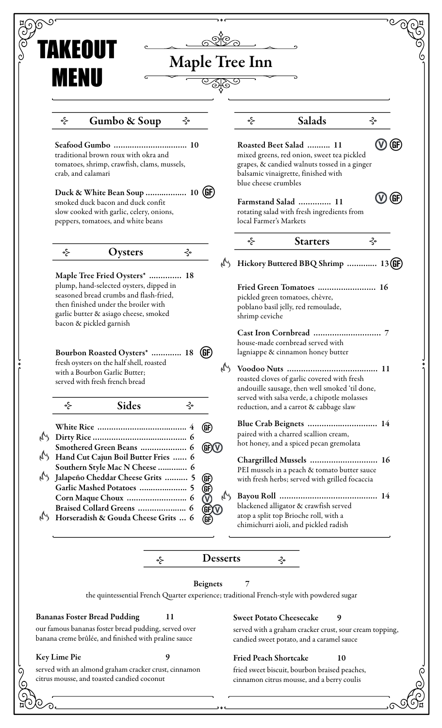# TAKEOUT MENU

# Maple Tree Inn

## Gumbo & Soup

**Seafood Gumbo ................................ 10**
traditional brown roux with okra and tomatoes, shrimp, crawfish, clams, mussels, crab, and calamari

**Duck & White Bean Soup ................. 10** (GF)
smoked duck bacon and duck confit slow cooked with garlic, celery, onions, peppers, tomatoes, and white beans

## Oysters

**Maple Tree Fried Oysters* .............. 18**
plump, hand-selected oysters, dipped in seasoned bread crumbs and flash-fried, then finished under the broiler with garlic butter & asiago cheese, smoked bacon & pickled garnish

**Bourbon Roasted Oysters* ............. 18** (GF)
fresh oysters on the half shell, roasted with a Bourbon Garlic Butter; served with fresh french bread

## Sides

- **White Rice ....................................... 4** (GF)
- **Dirty Rice .......................................... 6** (spicy)
- **Smothered Green Beans .................... 6** (GF)(V)
- **Hand Cut Cajun Boil Butter Fries ...... 6** (spicy)
- **Southern Style Mac N Cheese ............ 6**
- **Jalapeño Cheddar Cheese Grits .......... 5** (spicy) (GF)
- **Garlic Mashed Potatoes ..................... 5** (GF)
- **Corn Maque Choux .......................... 6** (V)
- **Braised Collard Greens ..................... 6** (GF)(V)
- **Horseradish & Gouda Cheese Grits ... 6** (spicy) (GF)

## Salads

**Roasted Beet Salad .......... 11** (V) (GF)
mixed greens, red onion, sweet tea pickled grapes, & candied walnuts tossed in a ginger balsamic vinaigrette, finished with blue cheese crumbles

**Farmstand Salad .............. 11** (V) (GF)
rotating salad with fresh ingredients from local Farmer's Markets

## Starters

**Hickory Buttered BBQ Shrimp ............. 13** (spicy) (GF)

**Fried Green Tomatoes ......................... 16**
pickled green tomatoes, chèvre, poblano basil jelly, red remoulade, shrimp ceviche

**Cast Iron Cornbread ............................. 7**
house-made cornbread served with lagniappe & cinnamon honey butter

**Voodoo Nuts ........................................ 11** (spicy)
roasted cloves of garlic covered with fresh andouille sausage, then well smoked 'til done, served with salsa verde, a chipotle molasses reduction, and a carrot & cabbage slaw

**Blue Crab Beignets .............................. 14**
paired with a charred scallion cream, hot honey, and a spiced pecan gremolata

**Chargrilled Mussels ............................. 16**
PEI mussels in a peach & tomato butter sauce with fresh herbs; served with grilled focaccia

**Bayou Roll .......................................... 14** (spicy)
blackened alligator & crawfish served atop a split top Brioche roll, with a chimichurri aioli, and pickled radish

## Desserts

**Beignets 7**
the quintessential French Quarter experience; traditional French-style with powdered sugar

**Bananas Foster Bread Pudding 11**
our famous bananas foster bread pudding, served over banana creme brûlée, and finished with praline sauce

**Key Lime Pie 9**
served with an almond graham cracker crust, cinnamon citrus mousse, and toasted candied coconut

**Sweet Potato Cheesecake 9**
served with a graham cracker crust, sour cream topping, candied sweet potato, and a caramel sauce

**Fried Peach Shortcake 10**
fried sweet biscuit, bourbon braised peaches, cinnamon citrus mousse, and a berry coulis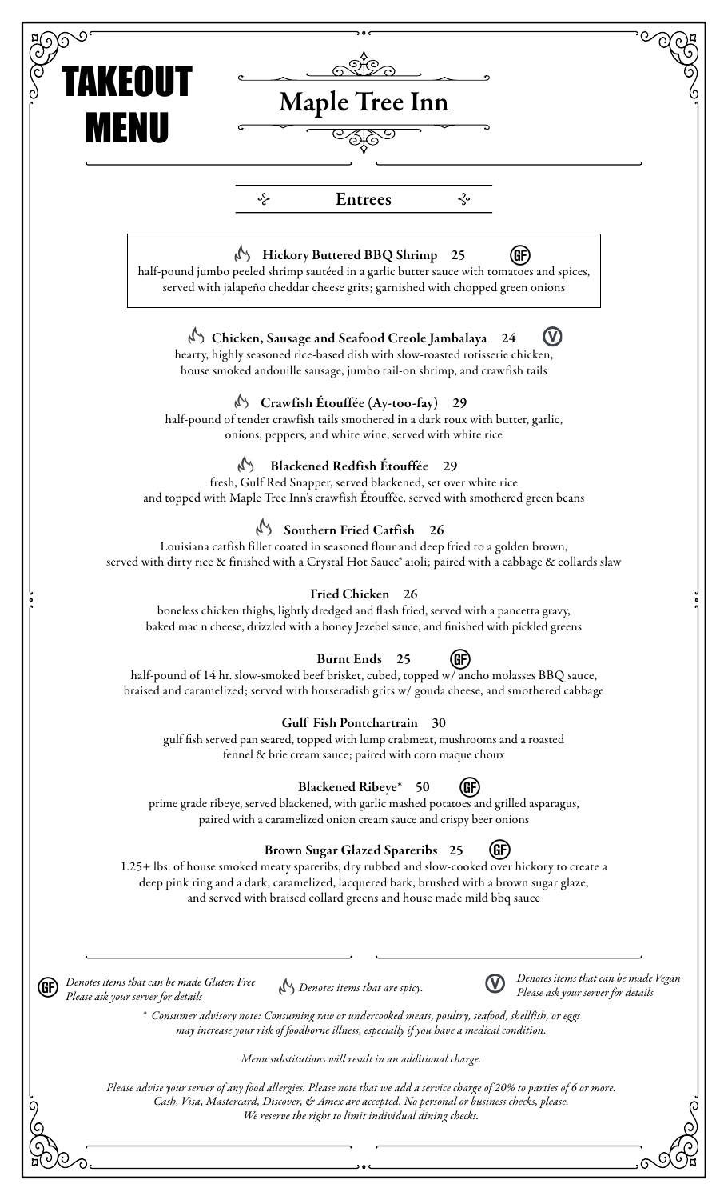# TAKEOUT MENU

# Maple Tree Inn

## Entrees

**Hickory Buttered BBQ Shrimp 25** (GF)
half-pound jumbo peeled shrimp sautéed in a garlic butter sauce with tomatoes and spices, served with jalapeño cheddar cheese grits; garnished with chopped green onions

**Chicken, Sausage and Seafood Creole Jambalaya 24** (V)
hearty, highly seasoned rice-based dish with slow-roasted rotisserie chicken, house smoked andouille sausage, jumbo tail-on shrimp, and crawfish tails

**Crawfish Étouffée (Ay-too-fay) 29**
half-pound of tender crawfish tails smothered in a dark roux with butter, garlic, onions, peppers, and white wine, served with white rice

**Blackened Redfish Étouffée 29**
fresh, Gulf Red Snapper, served blackened, set over white rice and topped with Maple Tree Inn's crawfish Étouffée, served with smothered green beans

**Southern Fried Catfish 26**
Louisiana catfish fillet coated in seasoned flour and deep fried to a golden brown, served with dirty rice & finished with a Crystal Hot Sauce® aioli; paired with a cabbage & collards slaw

**Fried Chicken 26**
boneless chicken thighs, lightly dredged and flash fried, served with a pancetta gravy, baked mac n cheese, drizzled with a honey Jezebel sauce, and finished with pickled greens

**Burnt Ends 25** (GF)
half-pound of 14 hr. slow-smoked beef brisket, cubed, topped w/ ancho molasses BBQ sauce, braised and caramelized; served with horseradish grits w/ gouda cheese, and smothered cabbage

**Gulf Fish Pontchartrain 30**
gulf fish served pan seared, topped with lump crabmeat, mushrooms and a roasted fennel & brie cream sauce; paired with corn maque choux

**Blackened Ribeye* 50** (GF)
prime grade ribeye, served blackened, with garlic mashed potatoes and grilled asparagus, paired with a caramelized onion cream sauce and crispy beer onions

**Brown Sugar Glazed Spareribs 25** (GF)
1.25+ lbs. of house smoked meaty spareribs, dry rubbed and slow-cooked over hickory to create a deep pink ring and a dark, caramelized, lacquered bark, brushed with a brown sugar glaze, and served with braised collard greens and house made mild bbq sauce

---

(GF) *Denotes items that can be made Gluten Free. Please ask your server for details*

*Denotes items that are spicy.*

(V) *Denotes items that can be made Vegan. Please ask your server for details*

\* *Consumer advisory note: Consuming raw or undercooked meats, poultry, seafood, shellfish, or eggs may increase your risk of foodborne illness, especially if you have a medical condition.*

*Menu substitutions will result in an additional charge.*

*Please advise your server of any food allergies. Please note that we add a service charge of 20% to parties of 6 or more. Cash, Visa, Mastercard, Discover, & Amex are accepted. No personal or business checks, please. We reserve the right to limit individual dining checks.*